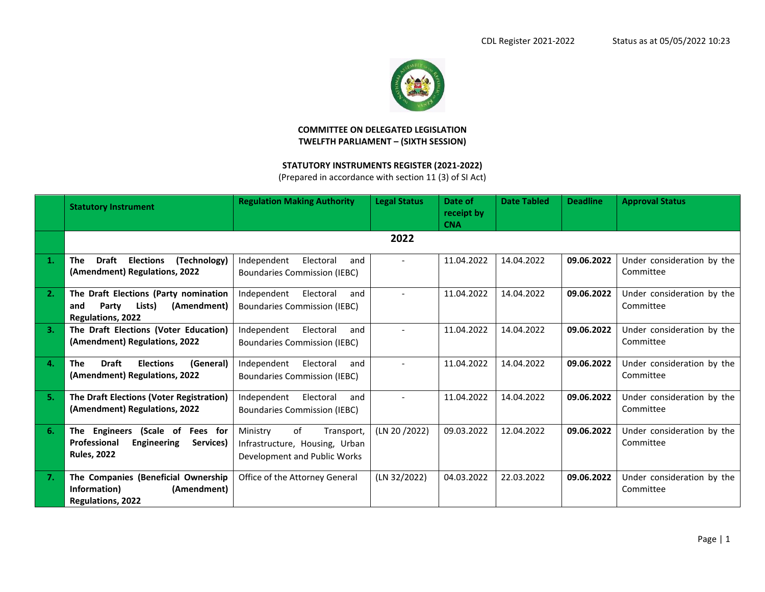CDL Register 2021-2022 Status as at 05/05/2022 10:23

**COMMITTEE ON DELEGATED LEGISLATION**
**TWELFTH PARLIAMENT – (SIXTH SESSION)**

**STATUTORY INSTRUMENTS REGISTER (2021-2022)**
(Prepared in accordance with section 11 (3) of SI Act)

| | Statutory Instrument | Regulation Making Authority | Legal Status | Date of receipt by CNA | Date Tabled | Deadline | Approval Status |
|---|---|---|---|---|---|---|---|
| | | | **2022** | | | | |
| **1.** | **The Draft Elections (Technology) (Amendment) Regulations, 2022** | Independent Electoral and Boundaries Commission (IEBC) | - | 11.04.2022 | 14.04.2022 | **09.06.2022** | Under consideration by the Committee |
| **2.** | **The Draft Elections (Party nomination and Party Lists) (Amendment) Regulations, 2022** | Independent Electoral and Boundaries Commission (IEBC) | - | 11.04.2022 | 14.04.2022 | **09.06.2022** | Under consideration by the Committee |
| **3.** | **The Draft Elections (Voter Education) (Amendment) Regulations, 2022** | Independent Electoral and Boundaries Commission (IEBC) | - | 11.04.2022 | 14.04.2022 | **09.06.2022** | Under consideration by the Committee |
| **4.** | **The Draft Elections (General) (Amendment) Regulations, 2022** | Independent Electoral and Boundaries Commission (IEBC) | - | 11.04.2022 | 14.04.2022 | **09.06.2022** | Under consideration by the Committee |
| **5.** | **The Draft Elections (Voter Registration) (Amendment) Regulations, 2022** | Independent Electoral and Boundaries Commission (IEBC) | - | 11.04.2022 | 14.04.2022 | **09.06.2022** | Under consideration by the Committee |
| **6.** | **The Engineers (Scale of Fees for Professional Engineering Services) Rules, 2022** | Ministry of Transport, Infrastructure, Housing, Urban Development and Public Works | (LN 20 /2022) | 09.03.2022 | 12.04.2022 | **09.06.2022** | Under consideration by the Committee |
| **7.** | **The Companies (Beneficial Ownership Information) (Amendment) Regulations, 2022** | Office of the Attorney General | (LN 32/2022) | 04.03.2022 | 22.03.2022 | **09.06.2022** | Under consideration by the Committee |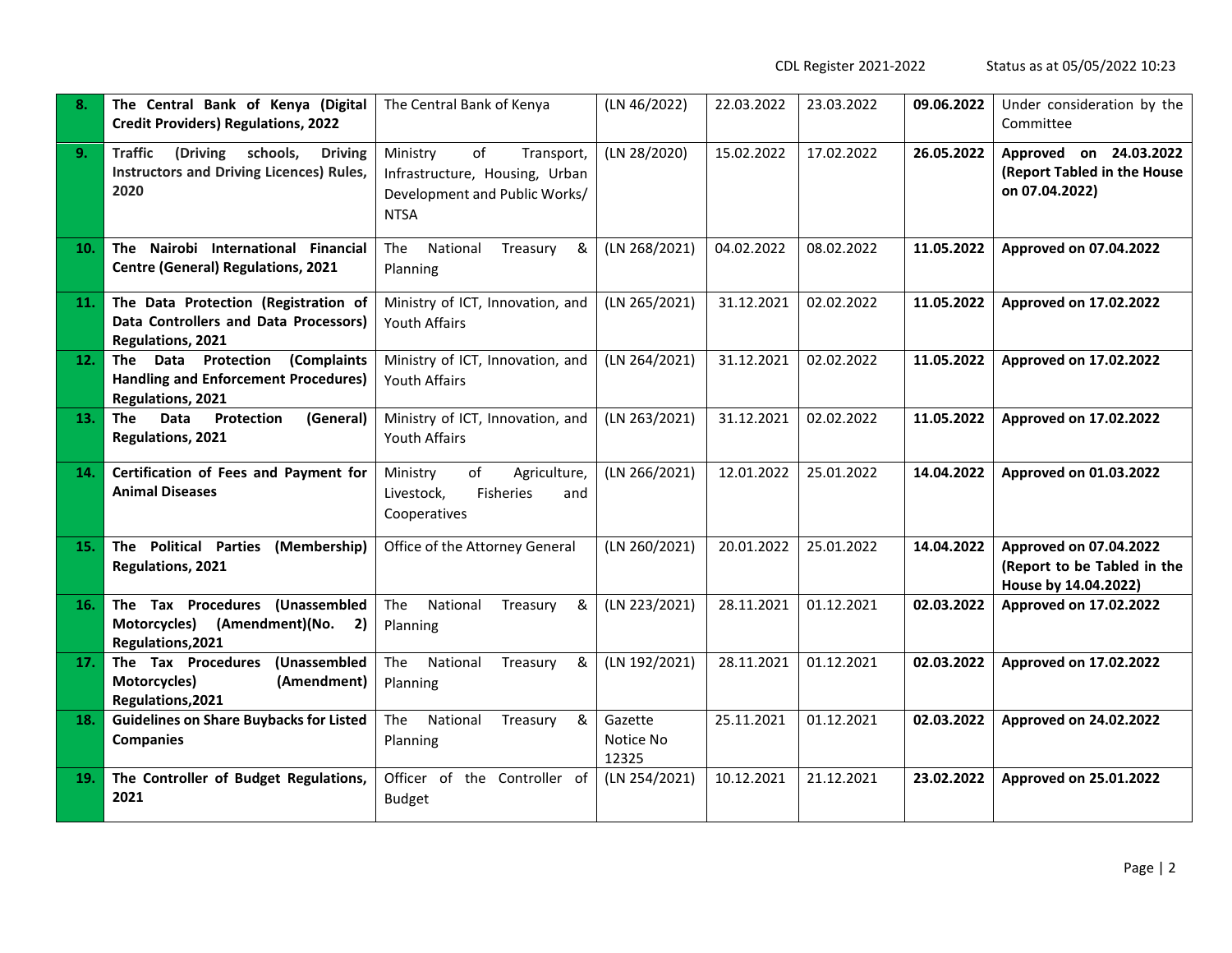| | | | | | | | |
|---|---|---|---|---|---|---|---|
| **8.** | **The Central Bank of Kenya (Digital Credit Providers) Regulations, 2022** | The Central Bank of Kenya | (LN 46/2022) | 22.03.2022 | 23.03.2022 | **09.06.2022** | Under consideration by the Committee |
| **9.** | **Traffic (Driving schools, Driving Instructors and Driving Licences) Rules, 2020** | Ministry of Transport, Infrastructure, Housing, Urban Development and Public Works/ NTSA | (LN 28/2020) | 15.02.2022 | 17.02.2022 | **26.05.2022** | **Approved on 24.03.2022 (Report Tabled in the House on 07.04.2022)** |
| **10.** | **The Nairobi International Financial Centre (General) Regulations, 2021** | The National Treasury & Planning | (LN 268/2021) | 04.02.2022 | 08.02.2022 | **11.05.2022** | **Approved on 07.04.2022** |
| **11.** | **The Data Protection (Registration of Data Controllers and Data Processors) Regulations, 2021** | Ministry of ICT, Innovation, and Youth Affairs | (LN 265/2021) | 31.12.2021 | 02.02.2022 | **11.05.2022** | **Approved on 17.02.2022** |
| **12.** | **The Data Protection (Complaints Handling and Enforcement Procedures) Regulations, 2021** | Ministry of ICT, Innovation, and Youth Affairs | (LN 264/2021) | 31.12.2021 | 02.02.2022 | **11.05.2022** | **Approved on 17.02.2022** |
| **13.** | **The Data Protection (General) Regulations, 2021** | Ministry of ICT, Innovation, and Youth Affairs | (LN 263/2021) | 31.12.2021 | 02.02.2022 | **11.05.2022** | **Approved on 17.02.2022** |
| **14.** | **Certification of Fees and Payment for Animal Diseases** | Ministry of Agriculture, Livestock, Fisheries and Cooperatives | (LN 266/2021) | 12.01.2022 | 25.01.2022 | **14.04.2022** | **Approved on 01.03.2022** |
| **15.** | **The Political Parties (Membership) Regulations, 2021** | Office of the Attorney General | (LN 260/2021) | 20.01.2022 | 25.01.2022 | **14.04.2022** | **Approved on 07.04.2022 (Report to be Tabled in the House by 14.04.2022)** |
| **16.** | **The Tax Procedures (Unassembled Motorcycles) (Amendment)(No. 2) Regulations,2021** | The National Treasury & Planning | (LN 223/2021) | 28.11.2021 | 01.12.2021 | **02.03.2022** | **Approved on 17.02.2022** |
| **17.** | **The Tax Procedures (Unassembled Motorcycles) (Amendment) Regulations,2021** | The National Treasury & Planning | (LN 192/2021) | 28.11.2021 | 01.12.2021 | **02.03.2022** | **Approved on 17.02.2022** |
| **18.** | **Guidelines on Share Buybacks for Listed Companies** | The National Treasury & Planning | Gazette Notice No 12325 | 25.11.2021 | 01.12.2021 | **02.03.2022** | **Approved on 24.02.2022** |
| **19.** | **The Controller of Budget Regulations, 2021** | Officer of the Controller of Budget | (LN 254/2021) | 10.12.2021 | 21.12.2021 | **23.02.2022** | **Approved on 25.01.2022** |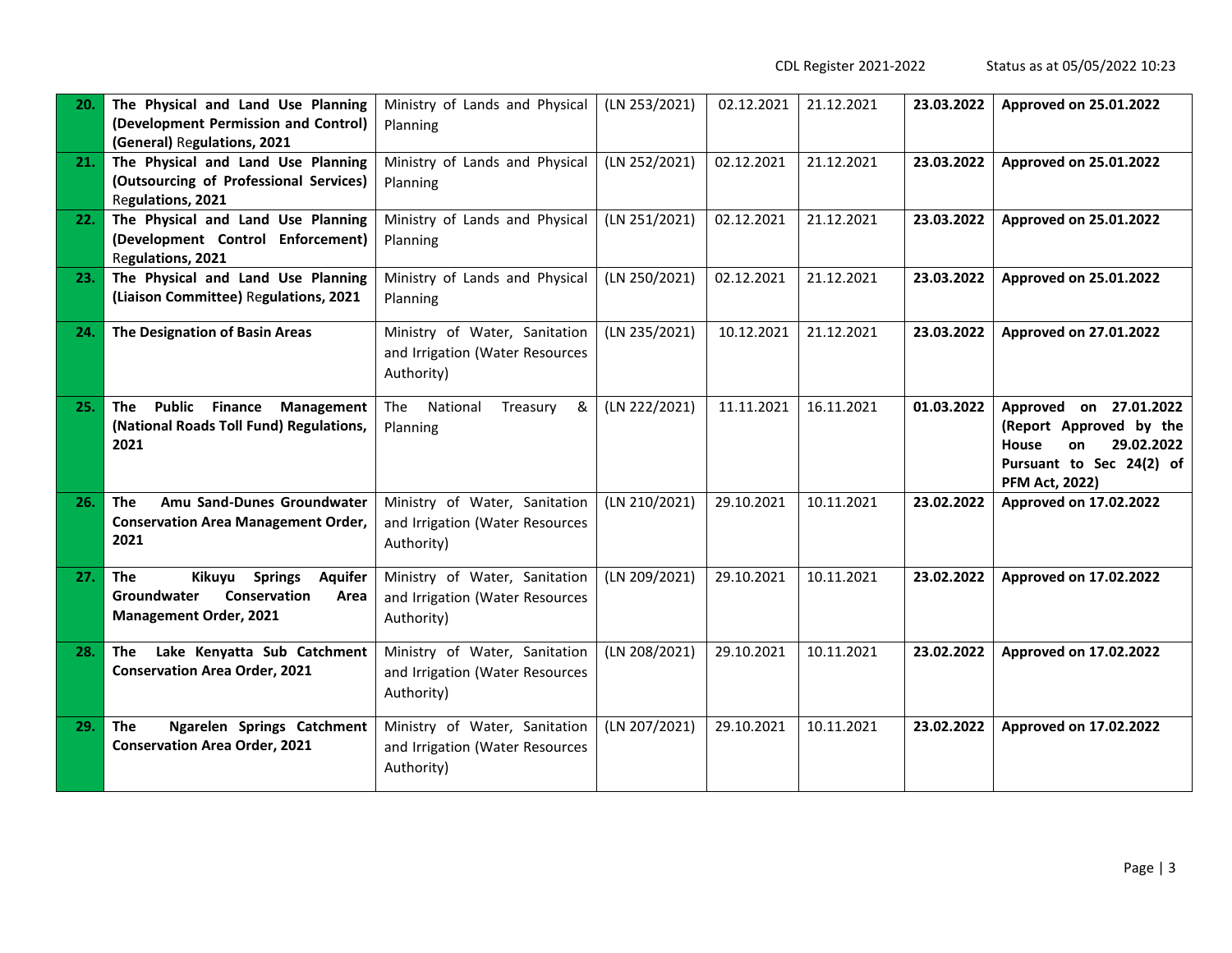| **20.** | **The Physical and Land Use Planning (Development Permission and Control) (General)** Regulations, **2021** | Ministry of Lands and Physical Planning | (LN 253/2021) | 02.12.2021 | 21.12.2021 | **23.03.2022** | **Approved on 25.01.2022** |
|---|---|---|---|---|---|---|---|
| **21.** | **The Physical and Land Use Planning (Outsourcing of Professional Services)** Regulations, **2021** | Ministry of Lands and Physical Planning | (LN 252/2021) | 02.12.2021 | 21.12.2021 | **23.03.2022** | **Approved on 25.01.2022** |
| **22.** | **The Physical and Land Use Planning (Development Control Enforcement)** Regulations, **2021** | Ministry of Lands and Physical Planning | (LN 251/2021) | 02.12.2021 | 21.12.2021 | **23.03.2022** | **Approved on 25.01.2022** |
| **23.** | **The Physical and Land Use Planning (Liaison Committee)** Regulations, **2021** | Ministry of Lands and Physical Planning | (LN 250/2021) | 02.12.2021 | 21.12.2021 | **23.03.2022** | **Approved on 25.01.2022** |
| **24.** | **The Designation of Basin Areas** | Ministry of Water, Sanitation and Irrigation (Water Resources Authority) | (LN 235/2021) | 10.12.2021 | 21.12.2021 | **23.03.2022** | **Approved on 27.01.2022** |
| **25.** | **The Public Finance Management (National Roads Toll Fund) Regulations, 2021** | The National Treasury & Planning | (LN 222/2021) | 11.11.2021 | 16.11.2021 | **01.03.2022** | **Approved on 27.01.2022 (Report Approved by the House on 29.02.2022 Pursuant to Sec 24(2) of PFM Act, 2022)** |
| **26.** | **The Amu Sand-Dunes Groundwater Conservation Area Management Order, 2021** | Ministry of Water, Sanitation and Irrigation (Water Resources Authority) | (LN 210/2021) | 29.10.2021 | 10.11.2021 | **23.02.2022** | **Approved on 17.02.2022** |
| **27.** | **The Kikuyu Springs Aquifer Groundwater Conservation Area Management Order, 2021** | Ministry of Water, Sanitation and Irrigation (Water Resources Authority) | (LN 209/2021) | 29.10.2021 | 10.11.2021 | **23.02.2022** | **Approved on 17.02.2022** |
| **28.** | **The Lake Kenyatta Sub Catchment Conservation Area Order, 2021** | Ministry of Water, Sanitation and Irrigation (Water Resources Authority) | (LN 208/2021) | 29.10.2021 | 10.11.2021 | **23.02.2022** | **Approved on 17.02.2022** |
| **29.** | **The Ngarelen Springs Catchment Conservation Area Order, 2021** | Ministry of Water, Sanitation and Irrigation (Water Resources Authority) | (LN 207/2021) | 29.10.2021 | 10.11.2021 | **23.02.2022** | **Approved on 17.02.2022** |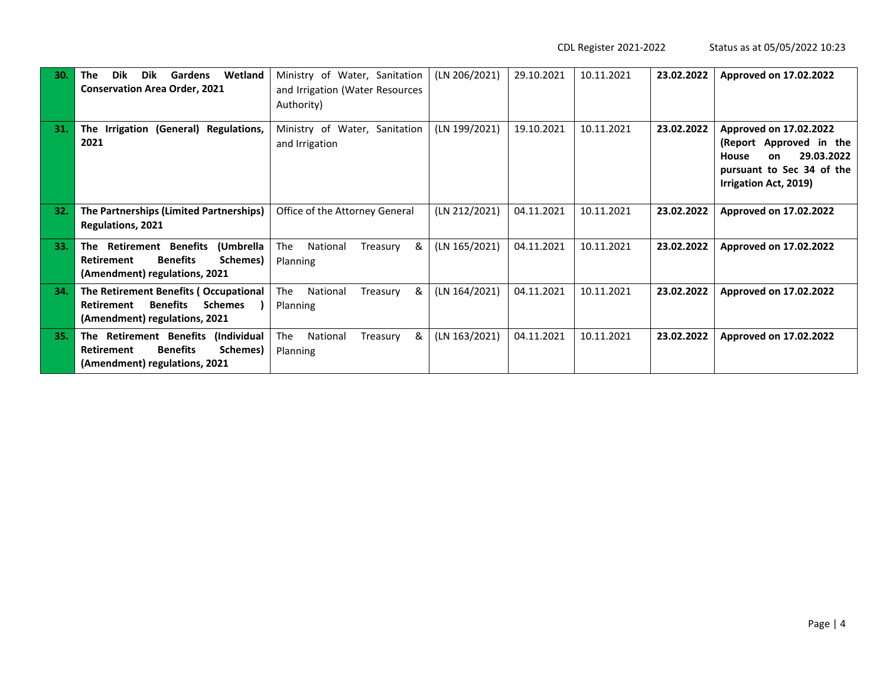| | | | | | | | |
|---|---|---|---|---|---|---|---|
| **30.** | **The Dik Dik Gardens Wetland Conservation Area Order, 2021** | Ministry of Water, Sanitation and Irrigation (Water Resources Authority) | (LN 206/2021) | 29.10.2021 | 10.11.2021 | **23.02.2022** | **Approved on 17.02.2022** |
| **31.** | **The Irrigation (General) Regulations, 2021** | Ministry of Water, Sanitation and Irrigation | (LN 199/2021) | 19.10.2021 | 10.11.2021 | **23.02.2022** | **Approved on 17.02.2022 (Report Approved in the House on 29.03.2022 pursuant to Sec 34 of the Irrigation Act, 2019)** |
| **32.** | **The Partnerships (Limited Partnerships) Regulations, 2021** | Office of the Attorney General | (LN 212/2021) | 04.11.2021 | 10.11.2021 | **23.02.2022** | **Approved on 17.02.2022** |
| **33.** | **The Retirement Benefits (Umbrella Retirement Benefits Schemes) (Amendment) regulations, 2021** | The National Treasury & Planning | (LN 165/2021) | 04.11.2021 | 10.11.2021 | **23.02.2022** | **Approved on 17.02.2022** |
| **34.** | **The Retirement Benefits ( Occupational Retirement Benefits Schemes ) (Amendment) regulations, 2021** | The National Treasury & Planning | (LN 164/2021) | 04.11.2021 | 10.11.2021 | **23.02.2022** | **Approved on 17.02.2022** |
| **35.** | **The Retirement Benefits (Individual Retirement Benefits Schemes) (Amendment) regulations, 2021** | The National Treasury & Planning | (LN 163/2021) | 04.11.2021 | 10.11.2021 | **23.02.2022** | **Approved on 17.02.2022** |